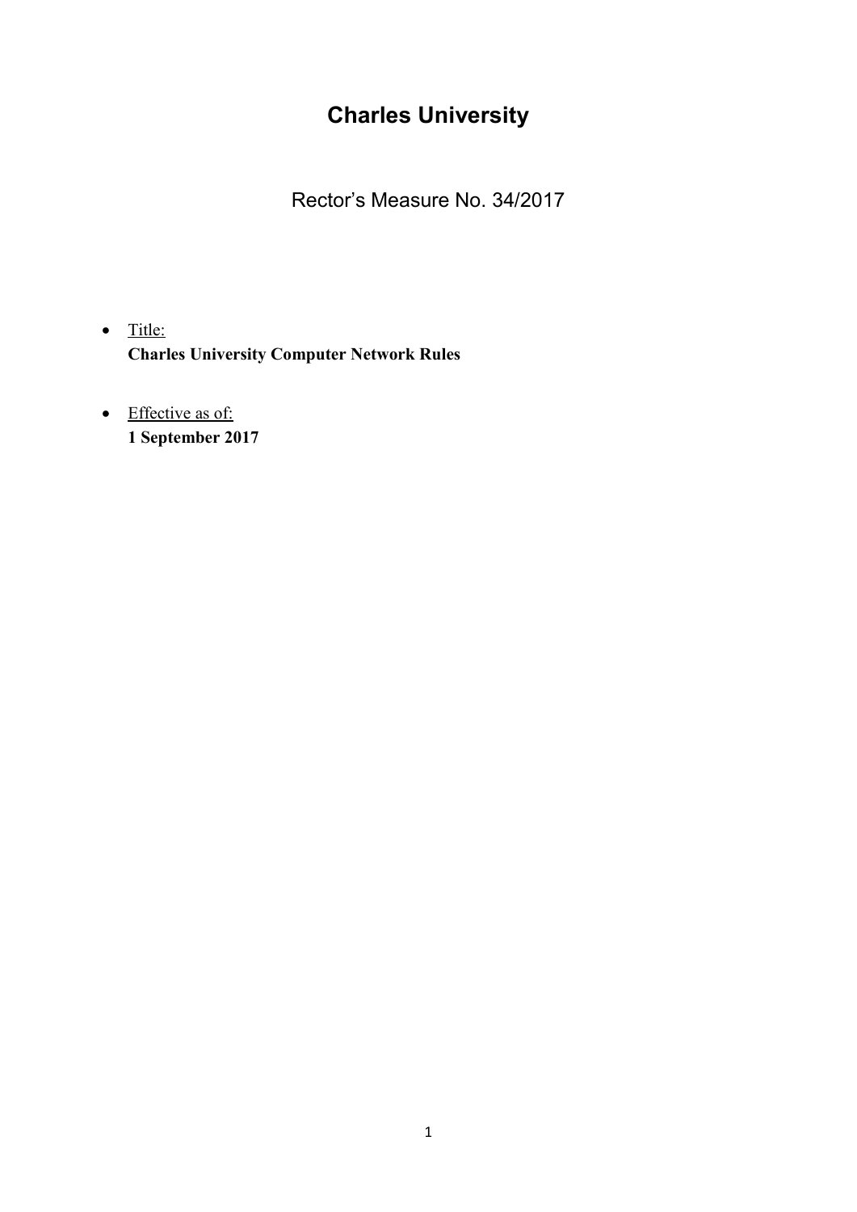# Charles University

Rector's Measure No. 34/2017

- Title:
  **Charles University Computer Network Rules**

- Effective as of:
  **1 September 2017**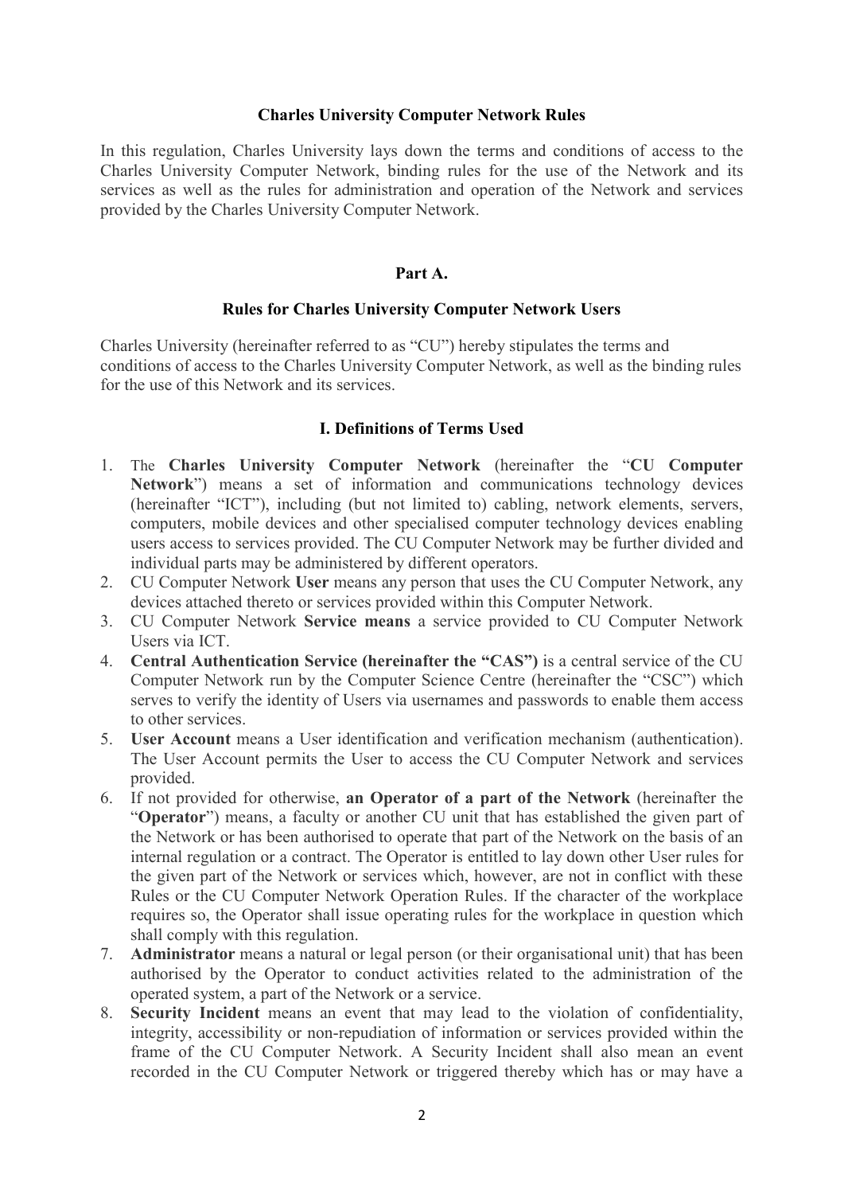# Charles University Computer Network Rules

In this regulation, Charles University lays down the terms and conditions of access to the Charles University Computer Network, binding rules for the use of the Network and its services as well as the rules for administration and operation of the Network and services provided by the Charles University Computer Network.

## Part A.

## Rules for Charles University Computer Network Users

Charles University (hereinafter referred to as "CU") hereby stipulates the terms and conditions of access to the Charles University Computer Network, as well as the binding rules for the use of this Network and its services.

### I. Definitions of Terms Used

1. The **Charles University Computer Network** (hereinafter the "**CU Computer Network**") means a set of information and communications technology devices (hereinafter "ICT"), including (but not limited to) cabling, network elements, servers, computers, mobile devices and other specialised computer technology devices enabling users access to services provided. The CU Computer Network may be further divided and individual parts may be administered by different operators.
2. CU Computer Network **User** means any person that uses the CU Computer Network, any devices attached thereto or services provided within this Computer Network.
3. CU Computer Network **Service means** a service provided to CU Computer Network Users via ICT.
4. **Central Authentication Service (hereinafter the "CAS")** is a central service of the CU Computer Network run by the Computer Science Centre (hereinafter the "CSC") which serves to verify the identity of Users via usernames and passwords to enable them access to other services.
5. **User Account** means a User identification and verification mechanism (authentication). The User Account permits the User to access the CU Computer Network and services provided.
6. If not provided for otherwise, **an Operator of a part of the Network** (hereinafter the "**Operator**") means, a faculty or another CU unit that has established the given part of the Network or has been authorised to operate that part of the Network on the basis of an internal regulation or a contract. The Operator is entitled to lay down other User rules for the given part of the Network or services which, however, are not in conflict with these Rules or the CU Computer Network Operation Rules. If the character of the workplace requires so, the Operator shall issue operating rules for the workplace in question which shall comply with this regulation.
7. **Administrator** means a natural or legal person (or their organisational unit) that has been authorised by the Operator to conduct activities related to the administration of the operated system, a part of the Network or a service.
8. **Security Incident** means an event that may lead to the violation of confidentiality, integrity, accessibility or non-repudiation of information or services provided within the frame of the CU Computer Network. A Security Incident shall also mean an event recorded in the CU Computer Network or triggered thereby which has or may have a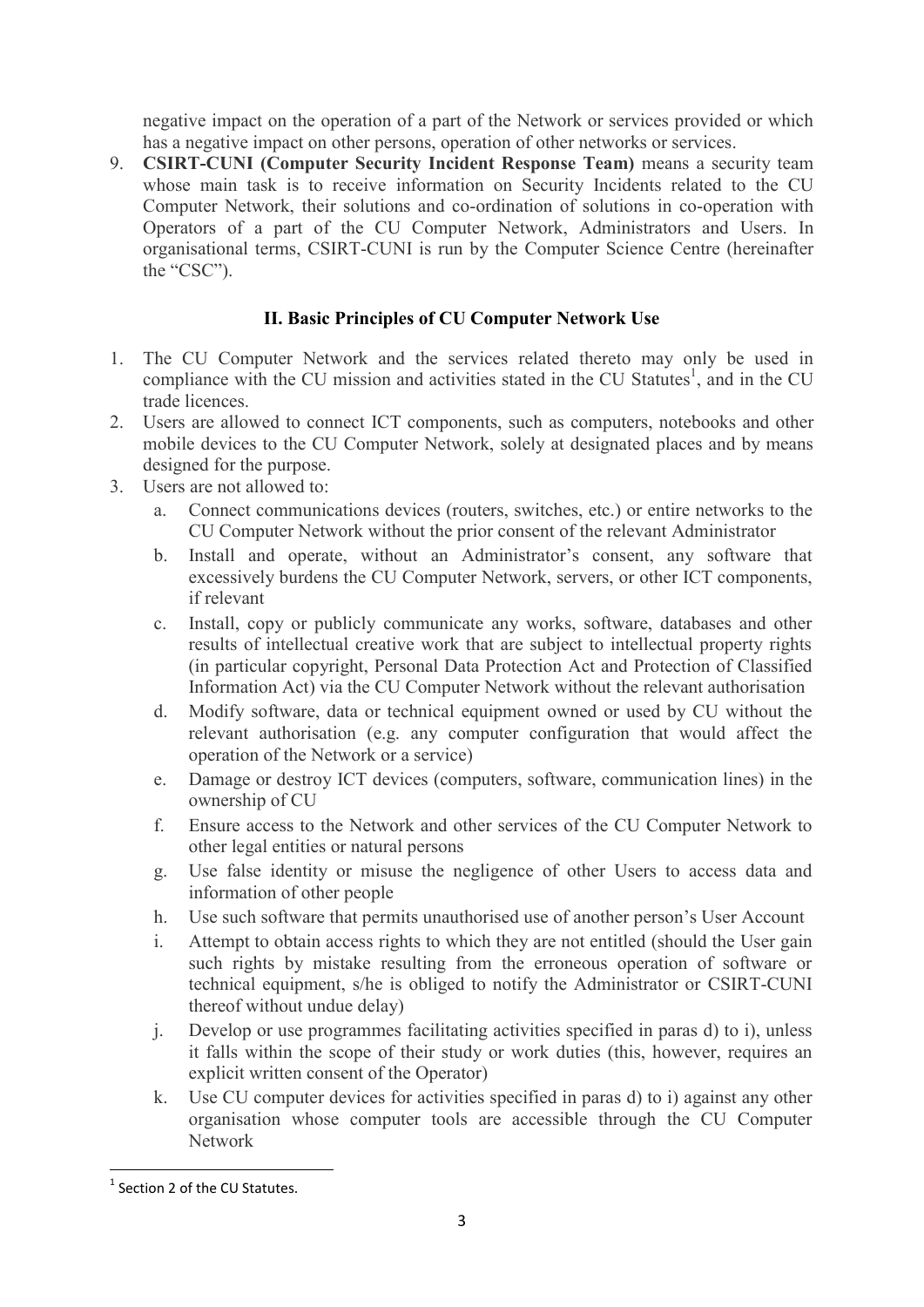negative impact on the operation of a part of the Network or services provided or which has a negative impact on other persons, operation of other networks or services.

9. **CSIRT-CUNI (Computer Security Incident Response Team)** means a security team whose main task is to receive information on Security Incidents related to the CU Computer Network, their solutions and co-ordination of solutions in co-operation with Operators of a part of the CU Computer Network, Administrators and Users. In organisational terms, CSIRT-CUNI is run by the Computer Science Centre (hereinafter the "CSC").

## II. Basic Principles of CU Computer Network Use

1. The CU Computer Network and the services related thereto may only be used in compliance with the CU mission and activities stated in the CU Statutes[1], and in the CU trade licences.
2. Users are allowed to connect ICT components, such as computers, notebooks and other mobile devices to the CU Computer Network, solely at designated places and by means designed for the purpose.
3. Users are not allowed to:
   a. Connect communications devices (routers, switches, etc.) or entire networks to the CU Computer Network without the prior consent of the relevant Administrator
   b. Install and operate, without an Administrator's consent, any software that excessively burdens the CU Computer Network, servers, or other ICT components, if relevant
   c. Install, copy or publicly communicate any works, software, databases and other results of intellectual creative work that are subject to intellectual property rights (in particular copyright, Personal Data Protection Act and Protection of Classified Information Act) via the CU Computer Network without the relevant authorisation
   d. Modify software, data or technical equipment owned or used by CU without the relevant authorisation (e.g. any computer configuration that would affect the operation of the Network or a service)
   e. Damage or destroy ICT devices (computers, software, communication lines) in the ownership of CU
   f. Ensure access to the Network and other services of the CU Computer Network to other legal entities or natural persons
   g. Use false identity or misuse the negligence of other Users to access data and information of other people
   h. Use such software that permits unauthorised use of another person's User Account
   i. Attempt to obtain access rights to which they are not entitled (should the User gain such rights by mistake resulting from the erroneous operation of software or technical equipment, s/he is obliged to notify the Administrator or CSIRT-CUNI thereof without undue delay)
   j. Develop or use programmes facilitating activities specified in paras d) to i), unless it falls within the scope of their study or work duties (this, however, requires an explicit written consent of the Operator)
   k. Use CU computer devices for activities specified in paras d) to i) against any other organisation whose computer tools are accessible through the CU Computer Network

[1] Section 2 of the CU Statutes.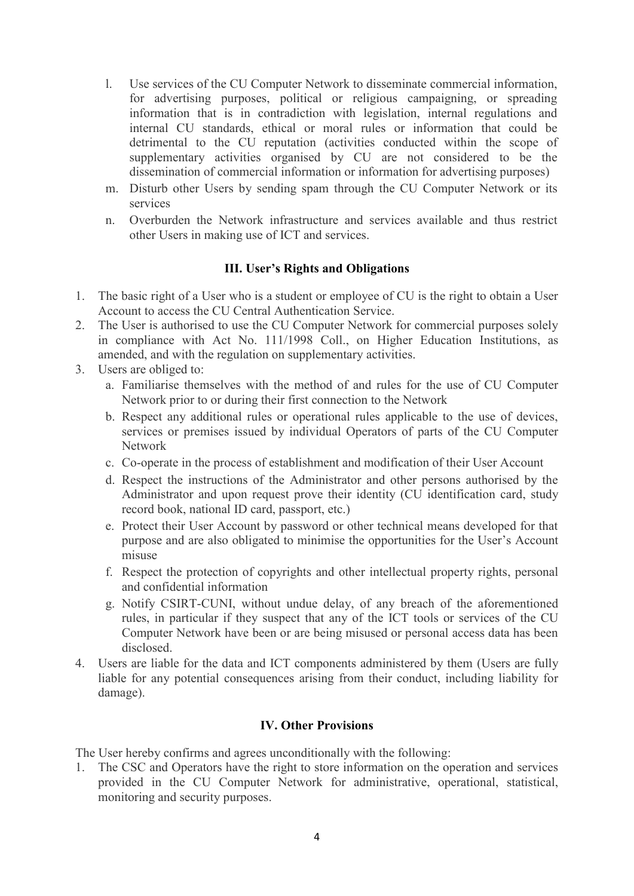l. Use services of the CU Computer Network to disseminate commercial information, for advertising purposes, political or religious campaigning, or spreading information that is in contradiction with legislation, internal regulations and internal CU standards, ethical or moral rules or information that could be detrimental to the CU reputation (activities conducted within the scope of supplementary activities organised by CU are not considered to be the dissemination of commercial information or information for advertising purposes)

m. Disturb other Users by sending spam through the CU Computer Network or its services

n. Overburden the Network infrastructure and services available and thus restrict other Users in making use of ICT and services.

### III. User's Rights and Obligations

1. The basic right of a User who is a student or employee of CU is the right to obtain a User Account to access the CU Central Authentication Service.
2. The User is authorised to use the CU Computer Network for commercial purposes solely in compliance with Act No. 111/1998 Coll., on Higher Education Institutions, as amended, and with the regulation on supplementary activities.
3. Users are obliged to:
   a. Familiarise themselves with the method of and rules for the use of CU Computer Network prior to or during their first connection to the Network
   b. Respect any additional rules or operational rules applicable to the use of devices, services or premises issued by individual Operators of parts of the CU Computer Network
   c. Co-operate in the process of establishment and modification of their User Account
   d. Respect the instructions of the Administrator and other persons authorised by the Administrator and upon request prove their identity (CU identification card, study record book, national ID card, passport, etc.)
   e. Protect their User Account by password or other technical means developed for that purpose and are also obligated to minimise the opportunities for the User's Account misuse
   f. Respect the protection of copyrights and other intellectual property rights, personal and confidential information
   g. Notify CSIRT-CUNI, without undue delay, of any breach of the aforementioned rules, in particular if they suspect that any of the ICT tools or services of the CU Computer Network have been or are being misused or personal access data has been disclosed.
4. Users are liable for the data and ICT components administered by them (Users are fully liable for any potential consequences arising from their conduct, including liability for damage).

### IV. Other Provisions

The User hereby confirms and agrees unconditionally with the following:

1. The CSC and Operators have the right to store information on the operation and services provided in the CU Computer Network for administrative, operational, statistical, monitoring and security purposes.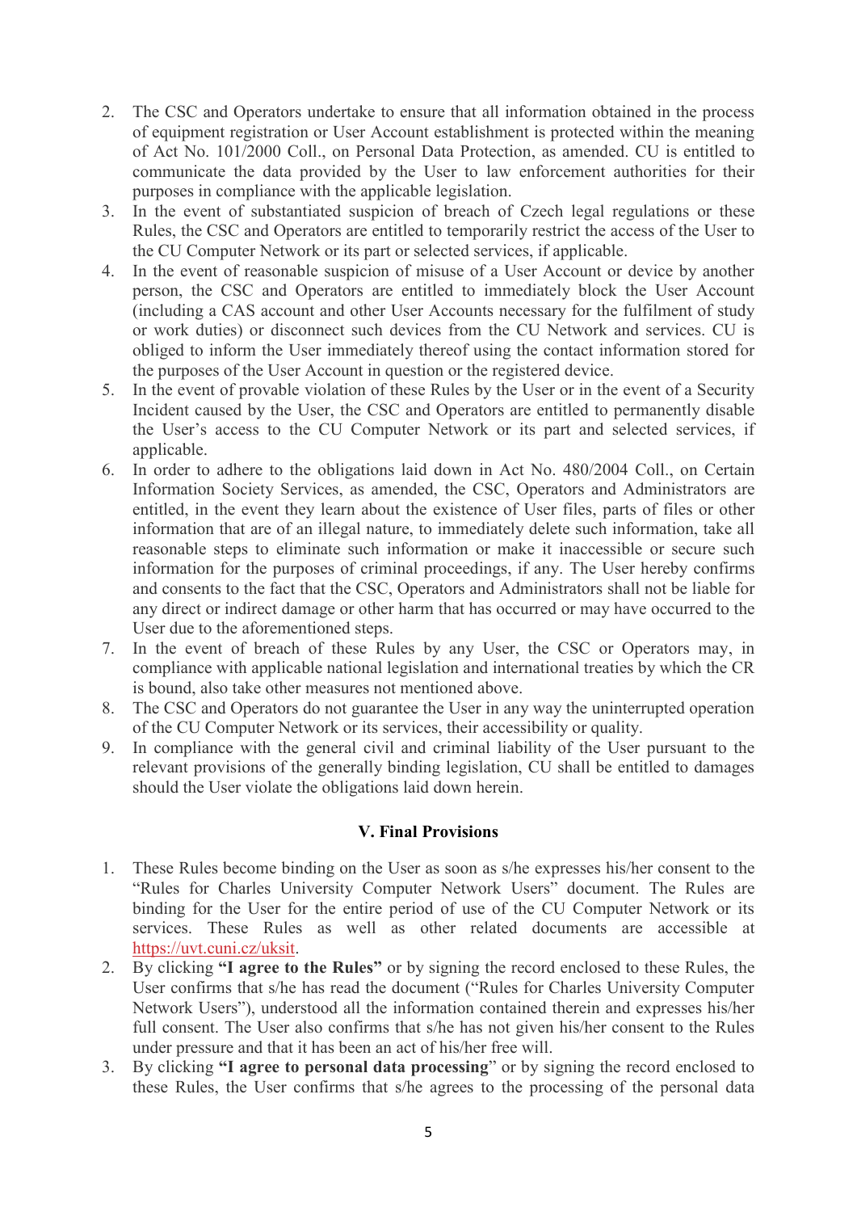2. The CSC and Operators undertake to ensure that all information obtained in the process of equipment registration or User Account establishment is protected within the meaning of Act No. 101/2000 Coll., on Personal Data Protection, as amended. CU is entitled to communicate the data provided by the User to law enforcement authorities for their purposes in compliance with the applicable legislation.
3. In the event of substantiated suspicion of breach of Czech legal regulations or these Rules, the CSC and Operators are entitled to temporarily restrict the access of the User to the CU Computer Network or its part or selected services, if applicable.
4. In the event of reasonable suspicion of misuse of a User Account or device by another person, the CSC and Operators are entitled to immediately block the User Account (including a CAS account and other User Accounts necessary for the fulfilment of study or work duties) or disconnect such devices from the CU Network and services. CU is obliged to inform the User immediately thereof using the contact information stored for the purposes of the User Account in question or the registered device.
5. In the event of provable violation of these Rules by the User or in the event of a Security Incident caused by the User, the CSC and Operators are entitled to permanently disable the User's access to the CU Computer Network or its part and selected services, if applicable.
6. In order to adhere to the obligations laid down in Act No. 480/2004 Coll., on Certain Information Society Services, as amended, the CSC, Operators and Administrators are entitled, in the event they learn about the existence of User files, parts of files or other information that are of an illegal nature, to immediately delete such information, take all reasonable steps to eliminate such information or make it inaccessible or secure such information for the purposes of criminal proceedings, if any. The User hereby confirms and consents to the fact that the CSC, Operators and Administrators shall not be liable for any direct or indirect damage or other harm that has occurred or may have occurred to the User due to the aforementioned steps.
7. In the event of breach of these Rules by any User, the CSC or Operators may, in compliance with applicable national legislation and international treaties by which the CR is bound, also take other measures not mentioned above.
8. The CSC and Operators do not guarantee the User in any way the uninterrupted operation of the CU Computer Network or its services, their accessibility or quality.
9. In compliance with the general civil and criminal liability of the User pursuant to the relevant provisions of the generally binding legislation, CU shall be entitled to damages should the User violate the obligations laid down herein.

## V. Final Provisions

1. These Rules become binding on the User as soon as s/he expresses his/her consent to the "Rules for Charles University Computer Network Users" document. The Rules are binding for the User for the entire period of use of the CU Computer Network or its services. These Rules as well as other related documents are accessible at https://uvt.cuni.cz/uksit.
2. By clicking **"I agree to the Rules"** or by signing the record enclosed to these Rules, the User confirms that s/he has read the document ("Rules for Charles University Computer Network Users"), understood all the information contained therein and expresses his/her full consent. The User also confirms that s/he has not given his/her consent to the Rules under pressure and that it has been an act of his/her free will.
3. By clicking **"I agree to personal data processing"** or by signing the record enclosed to these Rules, the User confirms that s/he agrees to the processing of the personal data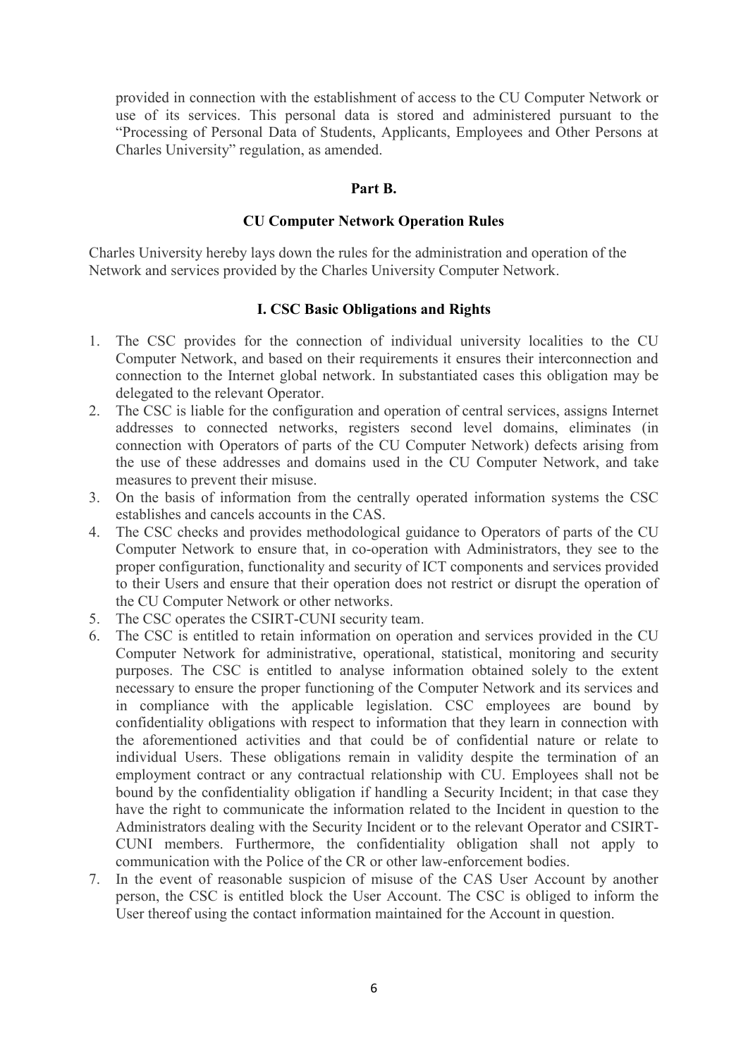provided in connection with the establishment of access to the CU Computer Network or use of its services. This personal data is stored and administered pursuant to the "Processing of Personal Data of Students, Applicants, Employees and Other Persons at Charles University" regulation, as amended.

## Part B.

## CU Computer Network Operation Rules

Charles University hereby lays down the rules for the administration and operation of the Network and services provided by the Charles University Computer Network.

### I. CSC Basic Obligations and Rights

1. The CSC provides for the connection of individual university localities to the CU Computer Network, and based on their requirements it ensures their interconnection and connection to the Internet global network. In substantiated cases this obligation may be delegated to the relevant Operator.
2. The CSC is liable for the configuration and operation of central services, assigns Internet addresses to connected networks, registers second level domains, eliminates (in connection with Operators of parts of the CU Computer Network) defects arising from the use of these addresses and domains used in the CU Computer Network, and take measures to prevent their misuse.
3. On the basis of information from the centrally operated information systems the CSC establishes and cancels accounts in the CAS.
4. The CSC checks and provides methodological guidance to Operators of parts of the CU Computer Network to ensure that, in co-operation with Administrators, they see to the proper configuration, functionality and security of ICT components and services provided to their Users and ensure that their operation does not restrict or disrupt the operation of the CU Computer Network or other networks.
5. The CSC operates the CSIRT-CUNI security team.
6. The CSC is entitled to retain information on operation and services provided in the CU Computer Network for administrative, operational, statistical, monitoring and security purposes. The CSC is entitled to analyse information obtained solely to the extent necessary to ensure the proper functioning of the Computer Network and its services and in compliance with the applicable legislation. CSC employees are bound by confidentiality obligations with respect to information that they learn in connection with the aforementioned activities and that could be of confidential nature or relate to individual Users. These obligations remain in validity despite the termination of an employment contract or any contractual relationship with CU. Employees shall not be bound by the confidentiality obligation if handling a Security Incident; in that case they have the right to communicate the information related to the Incident in question to the Administrators dealing with the Security Incident or to the relevant Operator and CSIRT-CUNI members. Furthermore, the confidentiality obligation shall not apply to communication with the Police of the CR or other law-enforcement bodies.
7. In the event of reasonable suspicion of misuse of the CAS User Account by another person, the CSC is entitled block the User Account. The CSC is obliged to inform the User thereof using the contact information maintained for the Account in question.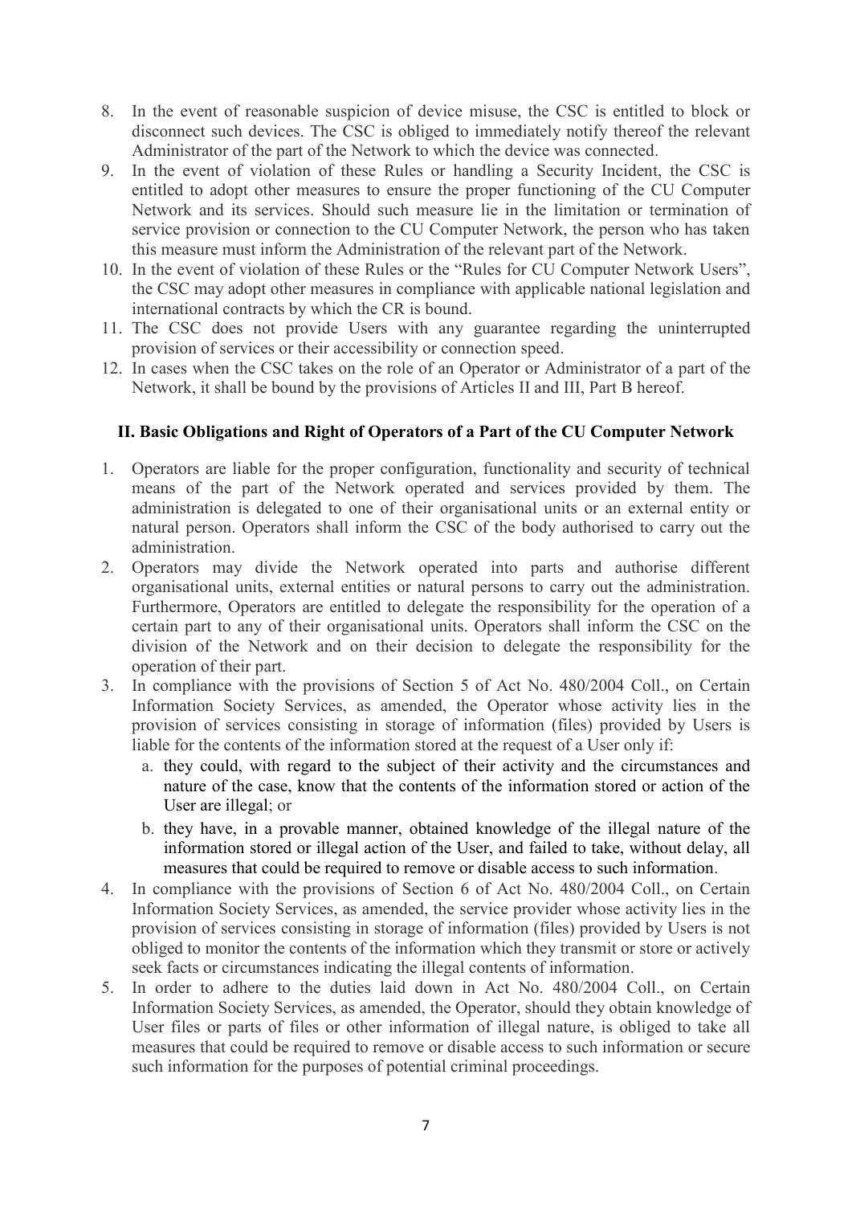8. In the event of reasonable suspicion of device misuse, the CSC is entitled to block or disconnect such devices. The CSC is obliged to immediately notify thereof the relevant Administrator of the part of the Network to which the device was connected.
9. In the event of violation of these Rules or handling a Security Incident, the CSC is entitled to adopt other measures to ensure the proper functioning of the CU Computer Network and its services. Should such measure lie in the limitation or termination of service provision or connection to the CU Computer Network, the person who has taken this measure must inform the Administration of the relevant part of the Network.
10. In the event of violation of these Rules or the "Rules for CU Computer Network Users", the CSC may adopt other measures in compliance with applicable national legislation and international contracts by which the CR is bound.
11. The CSC does not provide Users with any guarantee regarding the uninterrupted provision of services or their accessibility or connection speed.
12. In cases when the CSC takes on the role of an Operator or Administrator of a part of the Network, it shall be bound by the provisions of Articles II and III, Part B hereof.

### II. Basic Obligations and Right of Operators of a Part of the CU Computer Network

1. Operators are liable for the proper configuration, functionality and security of technical means of the part of the Network operated and services provided by them. The administration is delegated to one of their organisational units or an external entity or natural person. Operators shall inform the CSC of the body authorised to carry out the administration.
2. Operators may divide the Network operated into parts and authorise different organisational units, external entities or natural persons to carry out the administration. Furthermore, Operators are entitled to delegate the responsibility for the operation of a certain part to any of their organisational units. Operators shall inform the CSC on the division of the Network and on their decision to delegate the responsibility for the operation of their part.
3. In compliance with the provisions of Section 5 of Act No. 480/2004 Coll., on Certain Information Society Services, as amended, the Operator whose activity lies in the provision of services consisting in storage of information (files) provided by Users is liable for the contents of the information stored at the request of a User only if:
   a. they could, with regard to the subject of their activity and the circumstances and nature of the case, know that the contents of the information stored or action of the User are illegal; or
   b. they have, in a provable manner, obtained knowledge of the illegal nature of the information stored or illegal action of the User, and failed to take, without delay, all measures that could be required to remove or disable access to such information.
4. In compliance with the provisions of Section 6 of Act No. 480/2004 Coll., on Certain Information Society Services, as amended, the service provider whose activity lies in the provision of services consisting in storage of information (files) provided by Users is not obliged to monitor the contents of the information which they transmit or store or actively seek facts or circumstances indicating the illegal contents of information.
5. In order to adhere to the duties laid down in Act No. 480/2004 Coll., on Certain Information Society Services, as amended, the Operator, should they obtain knowledge of User files or parts of files or other information of illegal nature, is obliged to take all measures that could be required to remove or disable access to such information or secure such information for the purposes of potential criminal proceedings.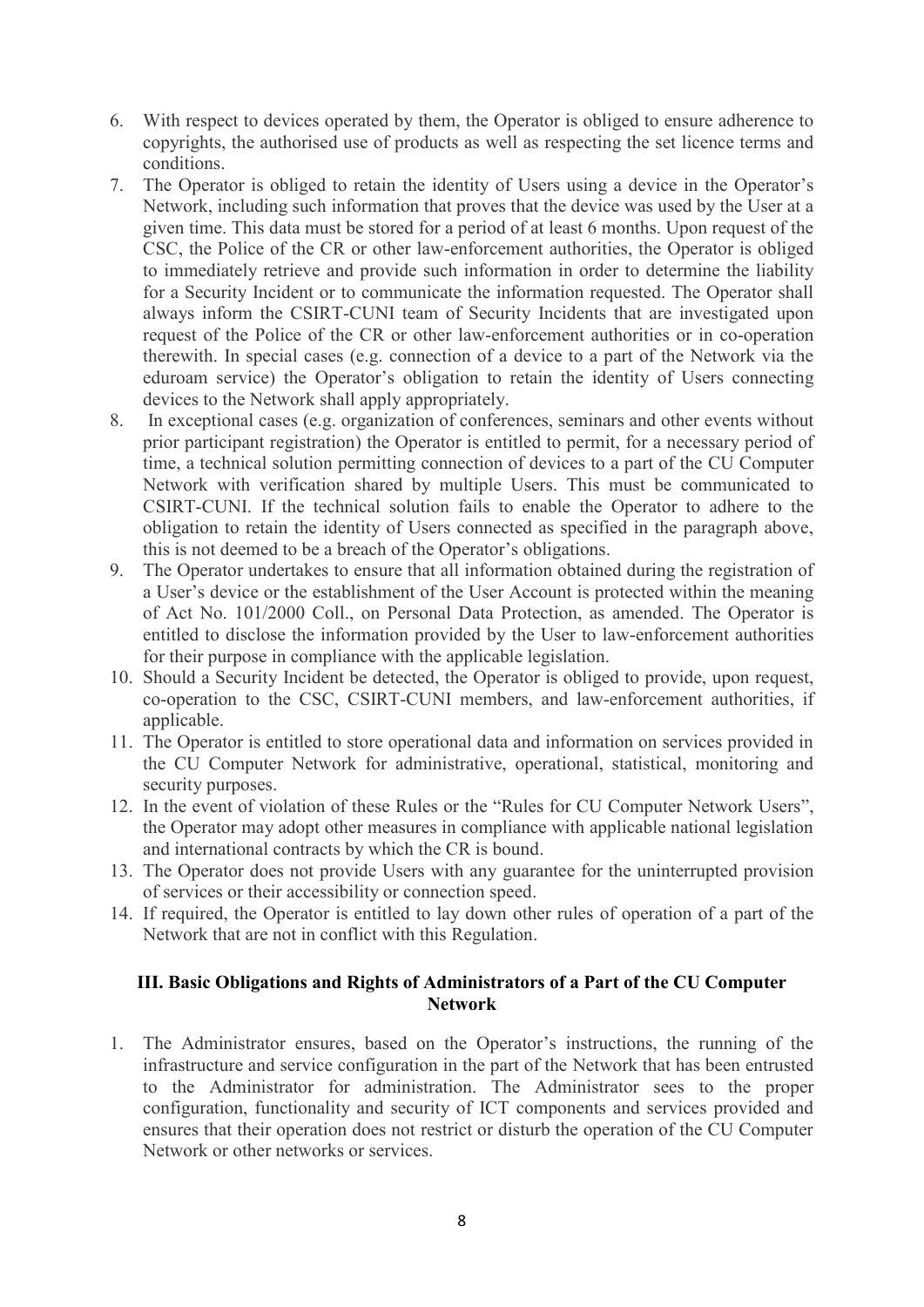6. With respect to devices operated by them, the Operator is obliged to ensure adherence to copyrights, the authorised use of products as well as respecting the set licence terms and conditions.
7. The Operator is obliged to retain the identity of Users using a device in the Operator's Network, including such information that proves that the device was used by the User at a given time. This data must be stored for a period of at least 6 months. Upon request of the CSC, the Police of the CR or other law-enforcement authorities, the Operator is obliged to immediately retrieve and provide such information in order to determine the liability for a Security Incident or to communicate the information requested. The Operator shall always inform the CSIRT-CUNI team of Security Incidents that are investigated upon request of the Police of the CR or other law-enforcement authorities or in co-operation therewith. In special cases (e.g. connection of a device to a part of the Network via the eduroam service) the Operator's obligation to retain the identity of Users connecting devices to the Network shall apply appropriately.
8. In exceptional cases (e.g. organization of conferences, seminars and other events without prior participant registration) the Operator is entitled to permit, for a necessary period of time, a technical solution permitting connection of devices to a part of the CU Computer Network with verification shared by multiple Users. This must be communicated to CSIRT-CUNI. If the technical solution fails to enable the Operator to adhere to the obligation to retain the identity of Users connected as specified in the paragraph above, this is not deemed to be a breach of the Operator's obligations.
9. The Operator undertakes to ensure that all information obtained during the registration of a User's device or the establishment of the User Account is protected within the meaning of Act No. 101/2000 Coll., on Personal Data Protection, as amended. The Operator is entitled to disclose the information provided by the User to law-enforcement authorities for their purpose in compliance with the applicable legislation.
10. Should a Security Incident be detected, the Operator is obliged to provide, upon request, co-operation to the CSC, CSIRT-CUNI members, and law-enforcement authorities, if applicable.
11. The Operator is entitled to store operational data and information on services provided in the CU Computer Network for administrative, operational, statistical, monitoring and security purposes.
12. In the event of violation of these Rules or the "Rules for CU Computer Network Users", the Operator may adopt other measures in compliance with applicable national legislation and international contracts by which the CR is bound.
13. The Operator does not provide Users with any guarantee for the uninterrupted provision of services or their accessibility or connection speed.
14. If required, the Operator is entitled to lay down other rules of operation of a part of the Network that are not in conflict with this Regulation.

## III. Basic Obligations and Rights of Administrators of a Part of the CU Computer Network

1. The Administrator ensures, based on the Operator's instructions, the running of the infrastructure and service configuration in the part of the Network that has been entrusted to the Administrator for administration. The Administrator sees to the proper configuration, functionality and security of ICT components and services provided and ensures that their operation does not restrict or disturb the operation of the CU Computer Network or other networks or services.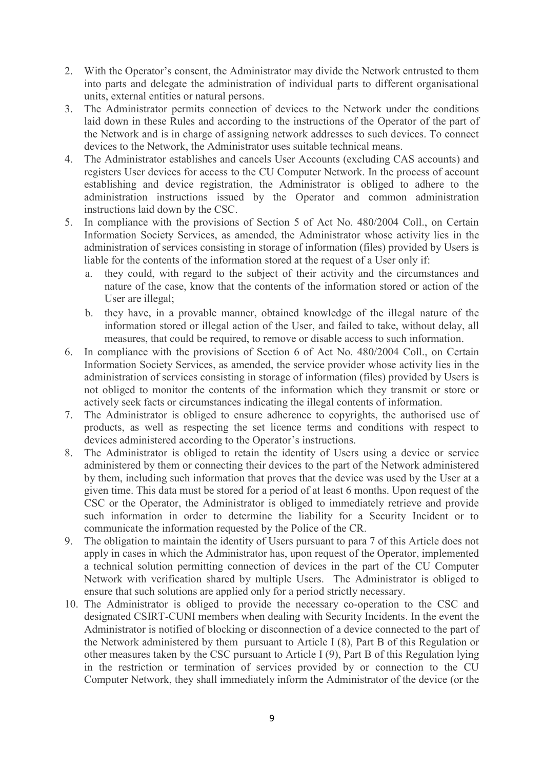2. With the Operator's consent, the Administrator may divide the Network entrusted to them into parts and delegate the administration of individual parts to different organisational units, external entities or natural persons.
3. The Administrator permits connection of devices to the Network under the conditions laid down in these Rules and according to the instructions of the Operator of the part of the Network and is in charge of assigning network addresses to such devices. To connect devices to the Network, the Administrator uses suitable technical means.
4. The Administrator establishes and cancels User Accounts (excluding CAS accounts) and registers User devices for access to the CU Computer Network. In the process of account establishing and device registration, the Administrator is obliged to adhere to the administration instructions issued by the Operator and common administration instructions laid down by the CSC.
5. In compliance with the provisions of Section 5 of Act No. 480/2004 Coll., on Certain Information Society Services, as amended, the Administrator whose activity lies in the administration of services consisting in storage of information (files) provided by Users is liable for the contents of the information stored at the request of a User only if:
   a. they could, with regard to the subject of their activity and the circumstances and nature of the case, know that the contents of the information stored or action of the User are illegal;
   b. they have, in a provable manner, obtained knowledge of the illegal nature of the information stored or illegal action of the User, and failed to take, without delay, all measures, that could be required, to remove or disable access to such information.
6. In compliance with the provisions of Section 6 of Act No. 480/2004 Coll., on Certain Information Society Services, as amended, the service provider whose activity lies in the administration of services consisting in storage of information (files) provided by Users is not obliged to monitor the contents of the information which they transmit or store or actively seek facts or circumstances indicating the illegal contents of information.
7. The Administrator is obliged to ensure adherence to copyrights, the authorised use of products, as well as respecting the set licence terms and conditions with respect to devices administered according to the Operator's instructions.
8. The Administrator is obliged to retain the identity of Users using a device or service administered by them or connecting their devices to the part of the Network administered by them, including such information that proves that the device was used by the User at a given time. This data must be stored for a period of at least 6 months. Upon request of the CSC or the Operator, the Administrator is obliged to immediately retrieve and provide such information in order to determine the liability for a Security Incident or to communicate the information requested by the Police of the CR.
9. The obligation to maintain the identity of Users pursuant to para 7 of this Article does not apply in cases in which the Administrator has, upon request of the Operator, implemented a technical solution permitting connection of devices in the part of the CU Computer Network with verification shared by multiple Users. The Administrator is obliged to ensure that such solutions are applied only for a period strictly necessary.
10. The Administrator is obliged to provide the necessary co-operation to the CSC and designated CSIRT-CUNI members when dealing with Security Incidents. In the event the Administrator is notified of blocking or disconnection of a device connected to the part of the Network administered by them pursuant to Article I (8), Part B of this Regulation or other measures taken by the CSC pursuant to Article I (9), Part B of this Regulation lying in the restriction or termination of services provided by or connection to the CU Computer Network, they shall immediately inform the Administrator of the device (or the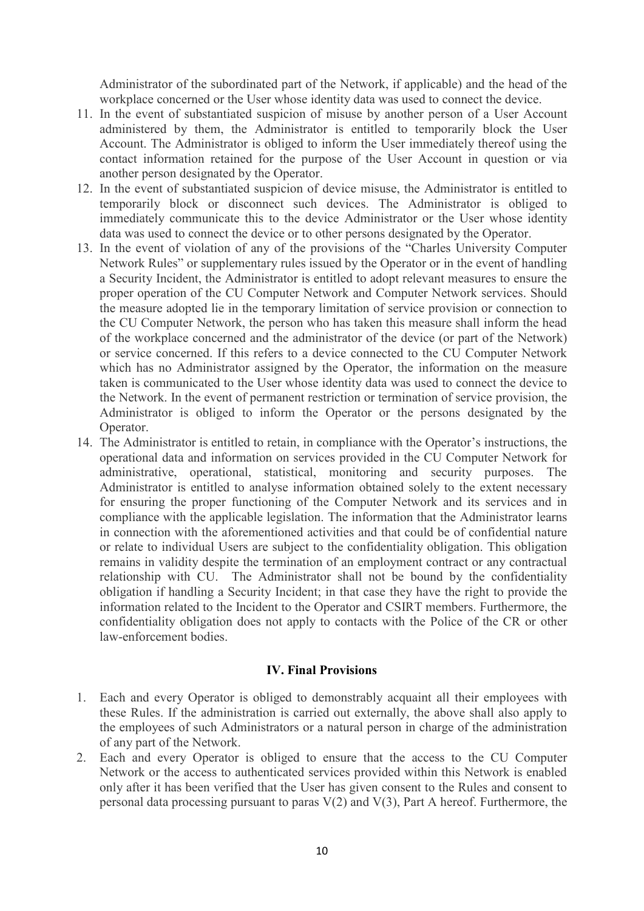Administrator of the subordinated part of the Network, if applicable) and the head of the workplace concerned or the User whose identity data was used to connect the device.

11. In the event of substantiated suspicion of misuse by another person of a User Account administered by them, the Administrator is entitled to temporarily block the User Account. The Administrator is obliged to inform the User immediately thereof using the contact information retained for the purpose of the User Account in question or via another person designated by the Operator.
12. In the event of substantiated suspicion of device misuse, the Administrator is entitled to temporarily block or disconnect such devices. The Administrator is obliged to immediately communicate this to the device Administrator or the User whose identity data was used to connect the device or to other persons designated by the Operator.
13. In the event of violation of any of the provisions of the "Charles University Computer Network Rules" or supplementary rules issued by the Operator or in the event of handling a Security Incident, the Administrator is entitled to adopt relevant measures to ensure the proper operation of the CU Computer Network and Computer Network services. Should the measure adopted lie in the temporary limitation of service provision or connection to the CU Computer Network, the person who has taken this measure shall inform the head of the workplace concerned and the administrator of the device (or part of the Network) or service concerned. If this refers to a device connected to the CU Computer Network which has no Administrator assigned by the Operator, the information on the measure taken is communicated to the User whose identity data was used to connect the device to the Network. In the event of permanent restriction or termination of service provision, the Administrator is obliged to inform the Operator or the persons designated by the Operator.
14. The Administrator is entitled to retain, in compliance with the Operator's instructions, the operational data and information on services provided in the CU Computer Network for administrative, operational, statistical, monitoring and security purposes. The Administrator is entitled to analyse information obtained solely to the extent necessary for ensuring the proper functioning of the Computer Network and its services and in compliance with the applicable legislation. The information that the Administrator learns in connection with the aforementioned activities and that could be of confidential nature or relate to individual Users are subject to the confidentiality obligation. This obligation remains in validity despite the termination of an employment contract or any contractual relationship with CU. The Administrator shall not be bound by the confidentiality obligation if handling a Security Incident; in that case they have the right to provide the information related to the Incident to the Operator and CSIRT members. Furthermore, the confidentiality obligation does not apply to contacts with the Police of the CR or other law-enforcement bodies.

## IV. Final Provisions

1. Each and every Operator is obliged to demonstrably acquaint all their employees with these Rules. If the administration is carried out externally, the above shall also apply to the employees of such Administrators or a natural person in charge of the administration of any part of the Network.
2. Each and every Operator is obliged to ensure that the access to the CU Computer Network or the access to authenticated services provided within this Network is enabled only after it has been verified that the User has given consent to the Rules and consent to personal data processing pursuant to paras V(2) and V(3), Part A hereof. Furthermore, the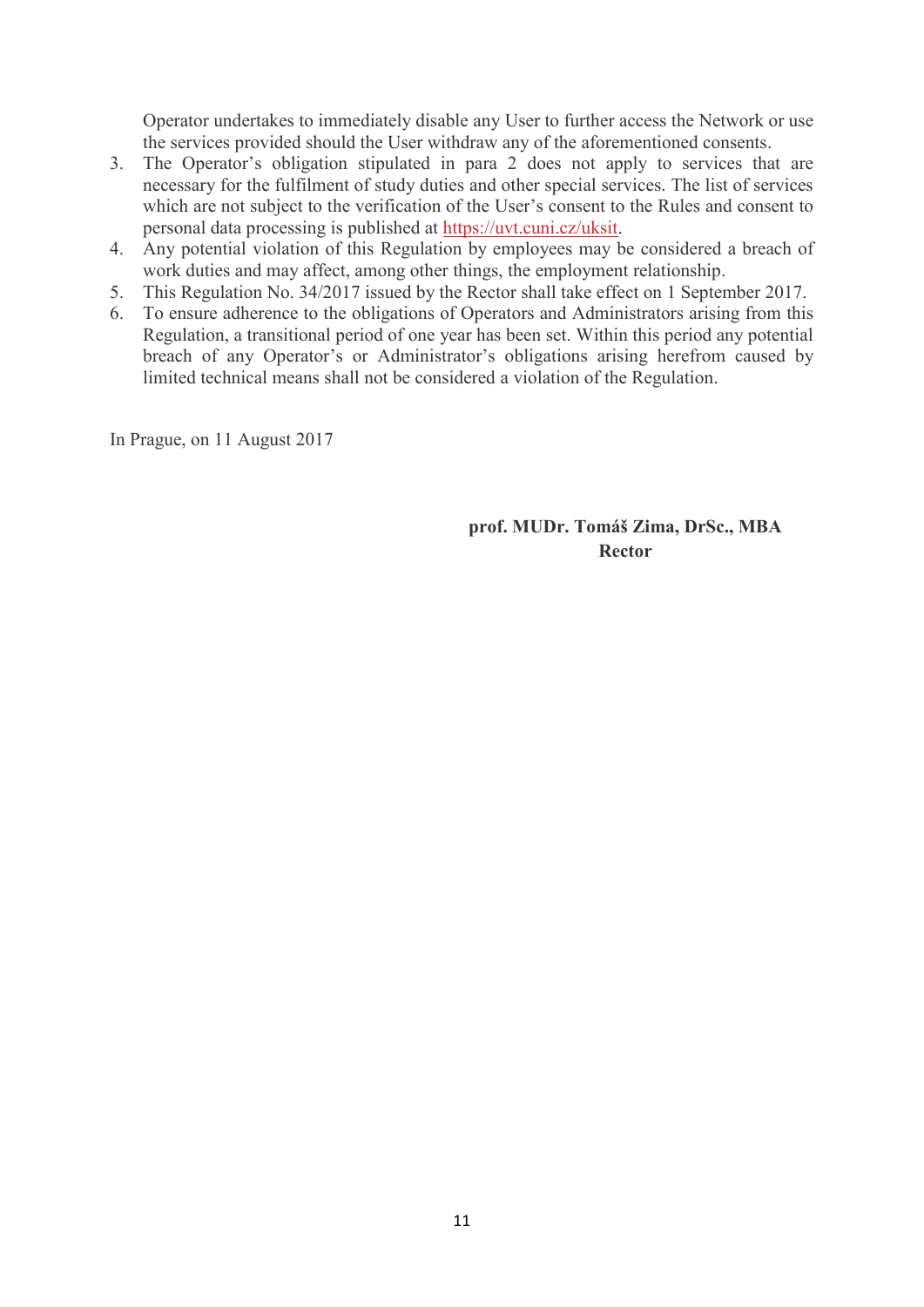Operator undertakes to immediately disable any User to further access the Network or use the services provided should the User withdraw any of the aforementioned consents.

3. The Operator's obligation stipulated in para 2 does not apply to services that are necessary for the fulfilment of study duties and other special services. The list of services which are not subject to the verification of the User's consent to the Rules and consent to personal data processing is published at https://uvt.cuni.cz/uksit.
4. Any potential violation of this Regulation by employees may be considered a breach of work duties and may affect, among other things, the employment relationship.
5. This Regulation No. 34/2017 issued by the Rector shall take effect on 1 September 2017.
6. To ensure adherence to the obligations of Operators and Administrators arising from this Regulation, a transitional period of one year has been set. Within this period any potential breach of any Operator's or Administrator's obligations arising herefrom caused by limited technical means shall not be considered a violation of the Regulation.

In Prague, on 11 August 2017

**prof. MUDr. Tomáš Zima, DrSc., MBA**
**Rector**